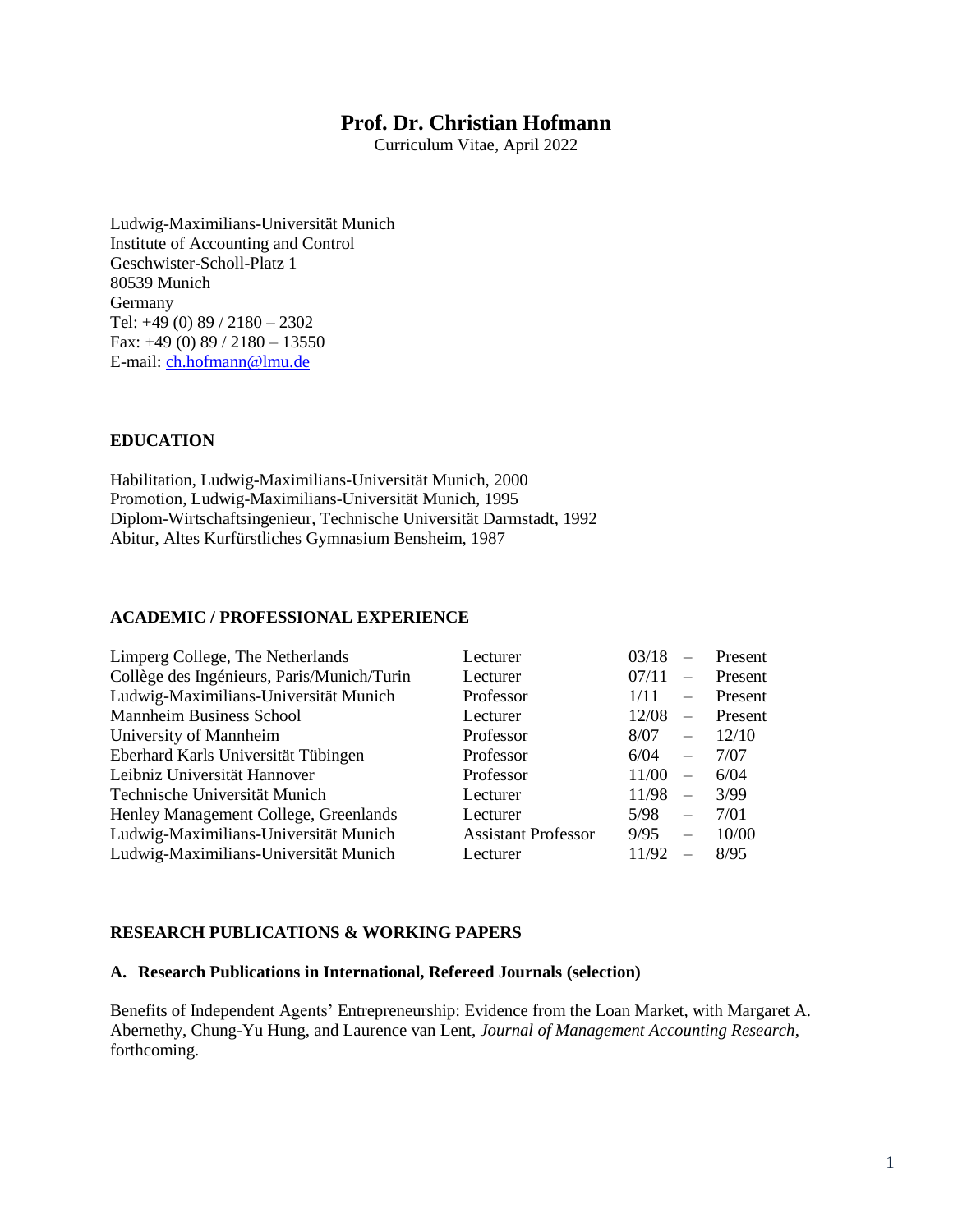# Prof. Dr. Christian Hofmann

Curriculum Vitae, April 2022

Ludwig-Maximilians-Universität Munich
Institute of Accounting and Control
Geschwister-Scholl-Platz 1
80539 Munich
Germany
Tel: +49 (0) 89 / 2180 – 2302
Fax: +49 (0) 89 / 2180 – 13550
E-mail: ch.hofmann@lmu.de

## EDUCATION

Habilitation, Ludwig-Maximilians-Universität Munich, 2000
Promotion, Ludwig-Maximilians-Universität Munich, 1995
Diplom-Wirtschaftsingenieur, Technische Universität Darmstadt, 1992
Abitur, Altes Kurfürstliches Gymnasium Bensheim, 1987

## ACADEMIC / PROFESSIONAL EXPERIENCE

| Institution | Position | From | | To |
|---|---|---|---|---|
| Limperg College, The Netherlands | Lecturer | 03/18 | – | Present |
| Collège des Ingénieurs, Paris/Munich/Turin | Lecturer | 07/11 | – | Present |
| Ludwig-Maximilians-Universität Munich | Professor | 1/11 | – | Present |
| Mannheim Business School | Lecturer | 12/08 | – | Present |
| University of Mannheim | Professor | 8/07 | – | 12/10 |
| Eberhard Karls Universität Tübingen | Professor | 6/04 | – | 7/07 |
| Leibniz Universität Hannover | Professor | 11/00 | – | 6/04 |
| Technische Universität Munich | Lecturer | 11/98 | – | 3/99 |
| Henley Management College, Greenlands | Lecturer | 5/98 | – | 7/01 |
| Ludwig-Maximilians-Universität Munich | Assistant Professor | 9/95 | – | 10/00 |
| Ludwig-Maximilians-Universität Munich | Lecturer | 11/92 | – | 8/95 |

## RESEARCH PUBLICATIONS & WORKING PAPERS

### A. Research Publications in International, Refereed Journals (selection)

Benefits of Independent Agents' Entrepreneurship: Evidence from the Loan Market, with Margaret A. Abernethy, Chung-Yu Hung, and Laurence van Lent, *Journal of Management Accounting Research*, forthcoming.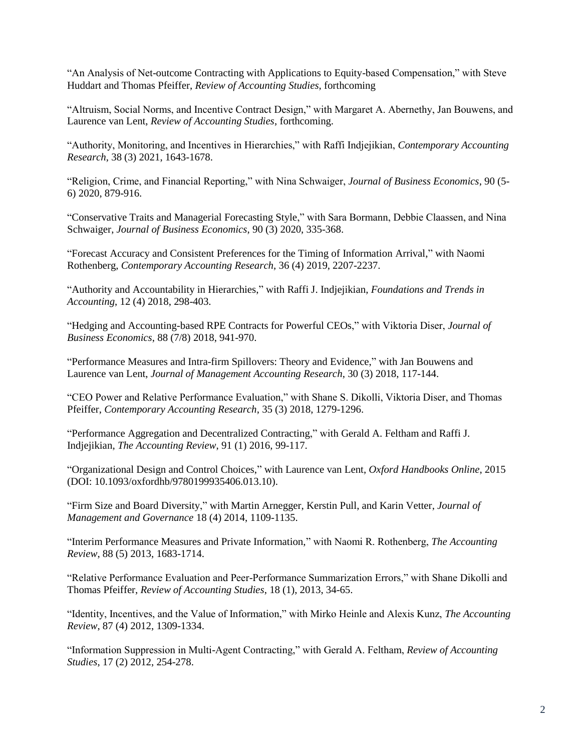"An Analysis of Net-outcome Contracting with Applications to Equity-based Compensation," with Steve Huddart and Thomas Pfeiffer, *Review of Accounting Studies*, forthcoming

"Altruism, Social Norms, and Incentive Contract Design," with Margaret A. Abernethy, Jan Bouwens, and Laurence van Lent, *Review of Accounting Studies*, forthcoming.

"Authority, Monitoring, and Incentives in Hierarchies," with Raffi Indjejikian, *Contemporary Accounting Research*, 38 (3) 2021, 1643-1678.

"Religion, Crime, and Financial Reporting," with Nina Schwaiger, *Journal of Business Economics*, 90 (5-6) 2020, 879-916.

"Conservative Traits and Managerial Forecasting Style," with Sara Bormann, Debbie Claassen, and Nina Schwaiger, *Journal of Business Economics*, 90 (3) 2020, 335-368.

"Forecast Accuracy and Consistent Preferences for the Timing of Information Arrival," with Naomi Rothenberg, *Contemporary Accounting Research*, 36 (4) 2019, 2207-2237.

"Authority and Accountability in Hierarchies," with Raffi J. Indjejikian, *Foundations and Trends in Accounting*, 12 (4) 2018, 298-403.

"Hedging and Accounting-based RPE Contracts for Powerful CEOs," with Viktoria Diser, *Journal of Business Economics*, 88 (7/8) 2018, 941-970.

"Performance Measures and Intra-firm Spillovers: Theory and Evidence," with Jan Bouwens and Laurence van Lent, *Journal of Management Accounting Research*, 30 (3) 2018, 117-144.

"CEO Power and Relative Performance Evaluation," with Shane S. Dikolli, Viktoria Diser, and Thomas Pfeiffer, *Contemporary Accounting Research*, 35 (3) 2018, 1279-1296.

"Performance Aggregation and Decentralized Contracting," with Gerald A. Feltham and Raffi J. Indjejikian, *The Accounting Review*, 91 (1) 2016, 99-117.

"Organizational Design and Control Choices," with Laurence van Lent, *Oxford Handbooks Online*, 2015 (DOI: 10.1093/oxfordhb/9780199935406.013.10).

"Firm Size and Board Diversity," with Martin Arnegger, Kerstin Pull, and Karin Vetter, *Journal of Management and Governance* 18 (4) 2014, 1109-1135.

"Interim Performance Measures and Private Information," with Naomi R. Rothenberg, *The Accounting Review*, 88 (5) 2013, 1683-1714.

"Relative Performance Evaluation and Peer-Performance Summarization Errors," with Shane Dikolli and Thomas Pfeiffer, *Review of Accounting Studies*, 18 (1), 2013, 34-65.

"Identity, Incentives, and the Value of Information," with Mirko Heinle and Alexis Kunz, *The Accounting Review*, 87 (4) 2012, 1309-1334.

"Information Suppression in Multi-Agent Contracting," with Gerald A. Feltham, *Review of Accounting Studies*, 17 (2) 2012, 254-278.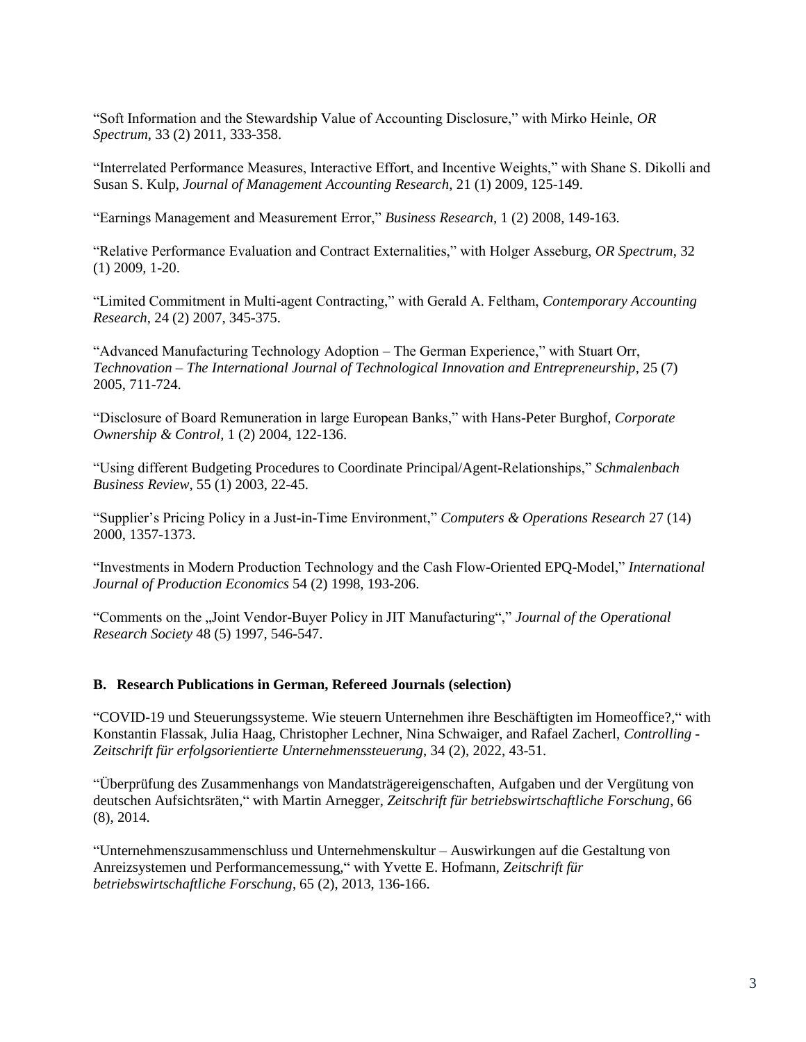"Soft Information and the Stewardship Value of Accounting Disclosure," with Mirko Heinle, *OR Spectrum*, 33 (2) 2011, 333-358.

"Interrelated Performance Measures, Interactive Effort, and Incentive Weights," with Shane S. Dikolli and Susan S. Kulp, *Journal of Management Accounting Research*, 21 (1) 2009, 125-149.

"Earnings Management and Measurement Error," *Business Research*, 1 (2) 2008, 149-163.

"Relative Performance Evaluation and Contract Externalities," with Holger Asseburg, *OR Spectrum*, 32 (1) 2009, 1-20.

"Limited Commitment in Multi-agent Contracting," with Gerald A. Feltham, *Contemporary Accounting Research*, 24 (2) 2007, 345-375.

"Advanced Manufacturing Technology Adoption – The German Experience," with Stuart Orr, *Technovation – The International Journal of Technological Innovation and Entrepreneurship*, 25 (7) 2005, 711-724.

"Disclosure of Board Remuneration in large European Banks," with Hans-Peter Burghof, *Corporate Ownership & Control*, 1 (2) 2004, 122-136.

"Using different Budgeting Procedures to Coordinate Principal/Agent-Relationships," *Schmalenbach Business Review*, 55 (1) 2003, 22-45.

"Supplier's Pricing Policy in a Just-in-Time Environment," *Computers & Operations Research* 27 (14) 2000, 1357-1373.

"Investments in Modern Production Technology and the Cash Flow-Oriented EPQ-Model," *International Journal of Production Economics* 54 (2) 1998, 193-206.

"Comments on the „Joint Vendor-Buyer Policy in JIT Manufacturing"," *Journal of the Operational Research Society* 48 (5) 1997, 546-547.

### B. Research Publications in German, Refereed Journals (selection)

"COVID-19 und Steuerungssysteme. Wie steuern Unternehmen ihre Beschäftigten im Homeoffice?," with Konstantin Flassak, Julia Haag, Christopher Lechner, Nina Schwaiger, and Rafael Zacherl, *Controlling - Zeitschrift für erfolgsorientierte Unternehmenssteuerung*, 34 (2), 2022, 43-51.

"Überprüfung des Zusammenhangs von Mandatsträgereigenschaften, Aufgaben und der Vergütung von deutschen Aufsichtsräten," with Martin Arnegger, *Zeitschrift für betriebswirtschaftliche Forschung*, 66 (8), 2014.

"Unternehmenszusammenschluss und Unternehmenskultur – Auswirkungen auf die Gestaltung von Anreizsystemen und Performancemessung," with Yvette E. Hofmann, *Zeitschrift für betriebswirtschaftliche Forschung*, 65 (2), 2013, 136-166.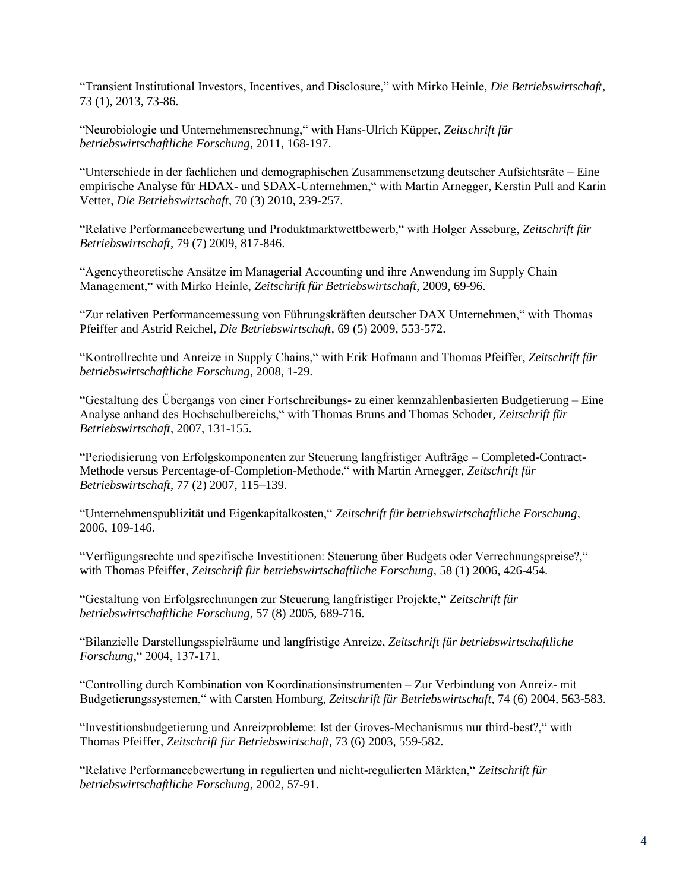"Transient Institutional Investors, Incentives, and Disclosure," with Mirko Heinle, *Die Betriebswirtschaft*, 73 (1), 2013, 73-86.

"Neurobiologie und Unternehmensrechnung," with Hans-Ulrich Küpper, *Zeitschrift für betriebswirtschaftliche Forschung*, 2011, 168-197.

"Unterschiede in der fachlichen und demographischen Zusammensetzung deutscher Aufsichtsräte – Eine empirische Analyse für HDAX- und SDAX-Unternehmen," with Martin Arnegger, Kerstin Pull and Karin Vetter, *Die Betriebswirtschaft*, 70 (3) 2010, 239-257.

"Relative Performancebewertung und Produktmarktwettbewerb," with Holger Asseburg, *Zeitschrift für Betriebswirtschaft*, 79 (7) 2009, 817-846.

"Agencytheoretische Ansätze im Managerial Accounting und ihre Anwendung im Supply Chain Management," with Mirko Heinle, *Zeitschrift für Betriebswirtschaft*, 2009, 69-96.

"Zur relativen Performancemessung von Führungskräften deutscher DAX Unternehmen," with Thomas Pfeiffer and Astrid Reichel, *Die Betriebswirtschaft*, 69 (5) 2009, 553-572.

"Kontrollrechte und Anreize in Supply Chains," with Erik Hofmann and Thomas Pfeiffer, *Zeitschrift für betriebswirtschaftliche Forschung*, 2008, 1-29.

"Gestaltung des Übergangs von einer Fortschreibungs- zu einer kennzahlenbasierten Budgetierung – Eine Analyse anhand des Hochschulbereichs," with Thomas Bruns and Thomas Schoder, *Zeitschrift für Betriebswirtschaft*, 2007, 131-155.

"Periodisierung von Erfolgskomponenten zur Steuerung langfristiger Aufträge – Completed-Contract-Methode versus Percentage-of-Completion-Methode," with Martin Arnegger, *Zeitschrift für Betriebswirtschaft*, 77 (2) 2007, 115–139.

"Unternehmenspublizität und Eigenkapitalkosten," *Zeitschrift für betriebswirtschaftliche Forschung*, 2006, 109-146.

"Verfügungsrechte und spezifische Investitionen: Steuerung über Budgets oder Verrechnungspreise?," with Thomas Pfeiffer, *Zeitschrift für betriebswirtschaftliche Forschung*, 58 (1) 2006, 426-454.

"Gestaltung von Erfolgsrechnungen zur Steuerung langfristiger Projekte," *Zeitschrift für betriebswirtschaftliche Forschung*, 57 (8) 2005, 689-716.

"Bilanzielle Darstellungsspielräume und langfristige Anreize, *Zeitschrift für betriebswirtschaftliche Forschung*," 2004, 137-171.

"Controlling durch Kombination von Koordinationsinstrumenten – Zur Verbindung von Anreiz- mit Budgetierungssystemen," with Carsten Homburg, *Zeitschrift für Betriebswirtschaft*, 74 (6) 2004, 563-583.

"Investitionsbudgetierung und Anreizprobleme: Ist der Groves-Mechanismus nur third-best?," with Thomas Pfeiffer, *Zeitschrift für Betriebswirtschaft*, 73 (6) 2003, 559-582.

"Relative Performancebewertung in regulierten und nicht-regulierten Märkten," *Zeitschrift für betriebswirtschaftliche Forschung*, 2002, 57-91.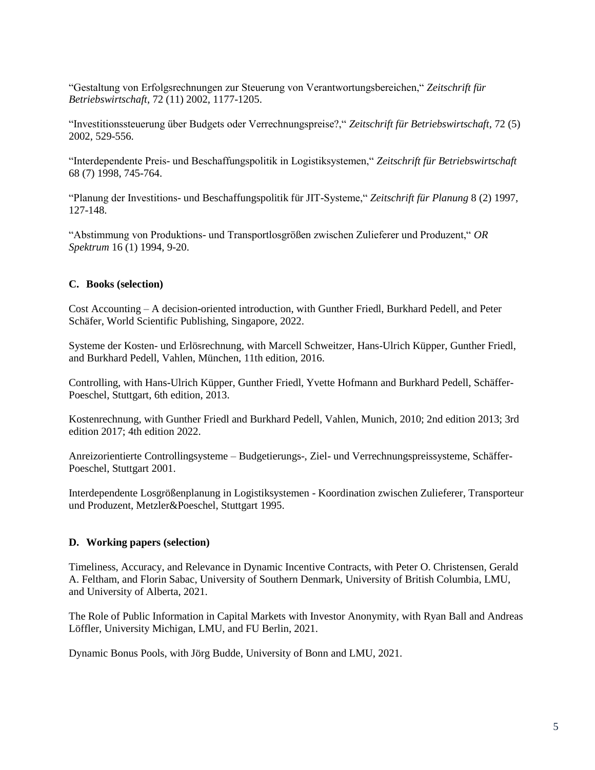"Gestaltung von Erfolgsrechnungen zur Steuerung von Verantwortungsbereichen," *Zeitschrift für Betriebswirtschaft*, 72 (11) 2002, 1177-1205.

"Investitionssteuerung über Budgets oder Verrechnungspreise?," *Zeitschrift für Betriebswirtschaft*, 72 (5) 2002, 529-556.

"Interdependente Preis- und Beschaffungspolitik in Logistiksystemen," *Zeitschrift für Betriebswirtschaft* 68 (7) 1998, 745-764.

"Planung der Investitions- und Beschaffungspolitik für JIT-Systeme," *Zeitschrift für Planung* 8 (2) 1997, 127-148.

"Abstimmung von Produktions- und Transportlosgrößen zwischen Zulieferer und Produzent," *OR Spektrum* 16 (1) 1994, 9-20.

### C. Books (selection)

Cost Accounting – A decision-oriented introduction, with Gunther Friedl, Burkhard Pedell, and Peter Schäfer, World Scientific Publishing, Singapore, 2022.

Systeme der Kosten- und Erlösrechnung, with Marcell Schweitzer, Hans-Ulrich Küpper, Gunther Friedl, and Burkhard Pedell, Vahlen, München, 11th edition, 2016.

Controlling, with Hans-Ulrich Küpper, Gunther Friedl, Yvette Hofmann and Burkhard Pedell, Schäffer-Poeschel, Stuttgart, 6th edition, 2013.

Kostenrechnung, with Gunther Friedl and Burkhard Pedell, Vahlen, Munich, 2010; 2nd edition 2013; 3rd edition 2017; 4th edition 2022.

Anreizorientierte Controllingsysteme – Budgetierungs-, Ziel- und Verrechnungspreissysteme, Schäffer-Poeschel, Stuttgart 2001.

Interdependente Losgrößenplanung in Logistiksystemen - Koordination zwischen Zulieferer, Transporteur und Produzent, Metzler&Poeschel, Stuttgart 1995.

### D. Working papers (selection)

Timeliness, Accuracy, and Relevance in Dynamic Incentive Contracts, with Peter O. Christensen, Gerald A. Feltham, and Florin Sabac, University of Southern Denmark, University of British Columbia, LMU, and University of Alberta, 2021.

The Role of Public Information in Capital Markets with Investor Anonymity, with Ryan Ball and Andreas Löffler, University Michigan, LMU, and FU Berlin, 2021.

Dynamic Bonus Pools, with Jörg Budde, University of Bonn and LMU, 2021.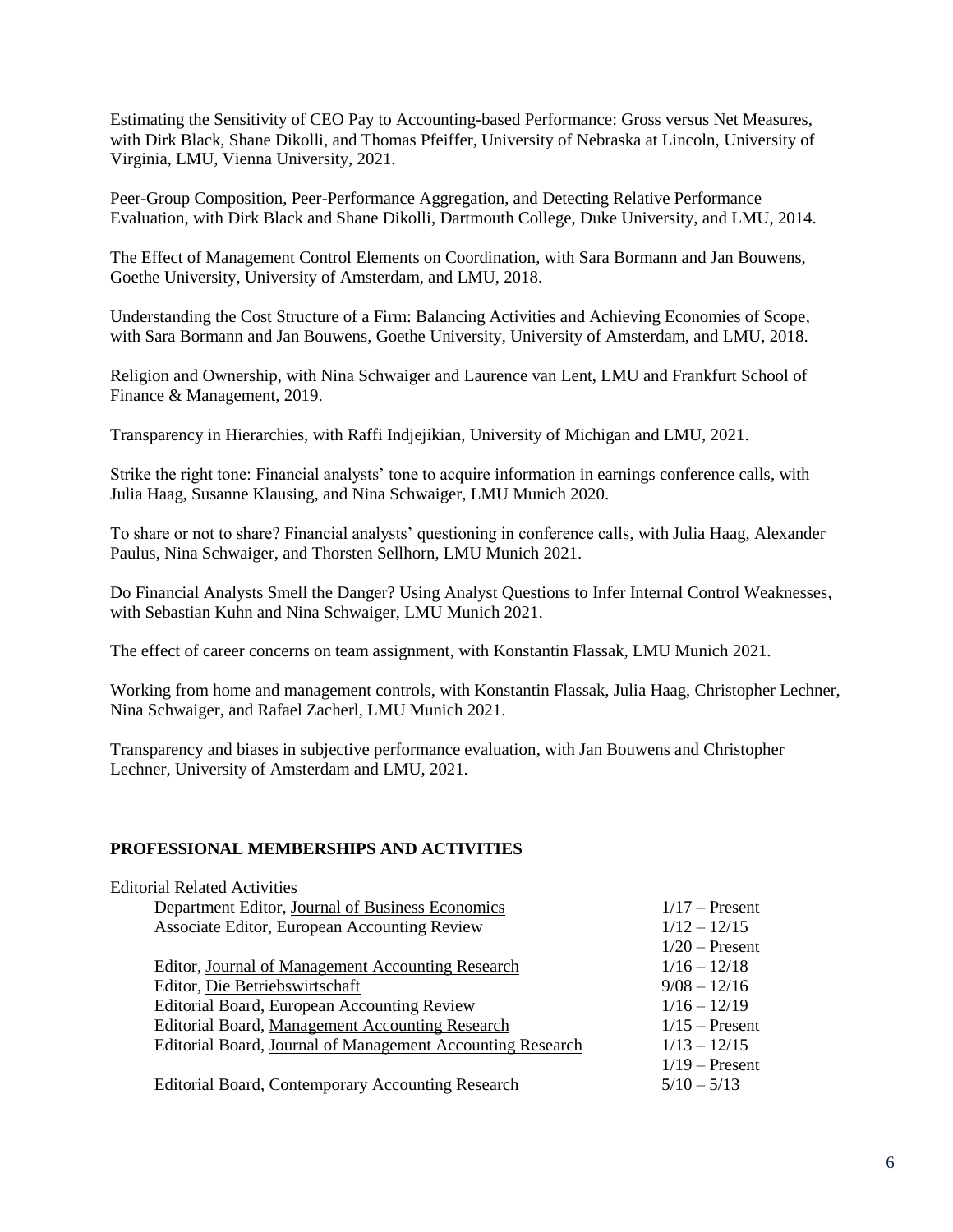Estimating the Sensitivity of CEO Pay to Accounting-based Performance: Gross versus Net Measures, with Dirk Black, Shane Dikolli, and Thomas Pfeiffer, University of Nebraska at Lincoln, University of Virginia, LMU, Vienna University, 2021.

Peer-Group Composition, Peer-Performance Aggregation, and Detecting Relative Performance Evaluation, with Dirk Black and Shane Dikolli, Dartmouth College, Duke University, and LMU, 2014.

The Effect of Management Control Elements on Coordination, with Sara Bormann and Jan Bouwens, Goethe University, University of Amsterdam, and LMU, 2018.

Understanding the Cost Structure of a Firm: Balancing Activities and Achieving Economies of Scope, with Sara Bormann and Jan Bouwens, Goethe University, University of Amsterdam, and LMU, 2018.

Religion and Ownership, with Nina Schwaiger and Laurence van Lent, LMU and Frankfurt School of Finance & Management, 2019.

Transparency in Hierarchies, with Raffi Indjejikian, University of Michigan and LMU, 2021.

Strike the right tone: Financial analysts' tone to acquire information in earnings conference calls, with Julia Haag, Susanne Klausing, and Nina Schwaiger, LMU Munich 2020.

To share or not to share? Financial analysts' questioning in conference calls, with Julia Haag, Alexander Paulus, Nina Schwaiger, and Thorsten Sellhorn, LMU Munich 2021.

Do Financial Analysts Smell the Danger? Using Analyst Questions to Infer Internal Control Weaknesses, with Sebastian Kuhn and Nina Schwaiger, LMU Munich 2021.

The effect of career concerns on team assignment, with Konstantin Flassak, LMU Munich 2021.

Working from home and management controls, with Konstantin Flassak, Julia Haag, Christopher Lechner, Nina Schwaiger, and Rafael Zacherl, LMU Munich 2021.

Transparency and biases in subjective performance evaluation, with Jan Bouwens and Christopher Lechner, University of Amsterdam and LMU, 2021.

## PROFESSIONAL MEMBERSHIPS AND ACTIVITIES

Editorial Related Activities

| | |
|---|---|
| Department Editor, Journal of Business Economics | 1/17 – Present |
| Associate Editor, European Accounting Review | 1/12 – 12/15 |
| | 1/20 – Present |
| Editor, Journal of Management Accounting Research | 1/16 – 12/18 |
| Editor, Die Betriebswirtschaft | 9/08 – 12/16 |
| Editorial Board, European Accounting Review | 1/16 – 12/19 |
| Editorial Board, Management Accounting Research | 1/15 – Present |
| Editorial Board, Journal of Management Accounting Research | 1/13 – 12/15 |
| | 1/19 – Present |
| Editorial Board, Contemporary Accounting Research | 5/10 – 5/13 |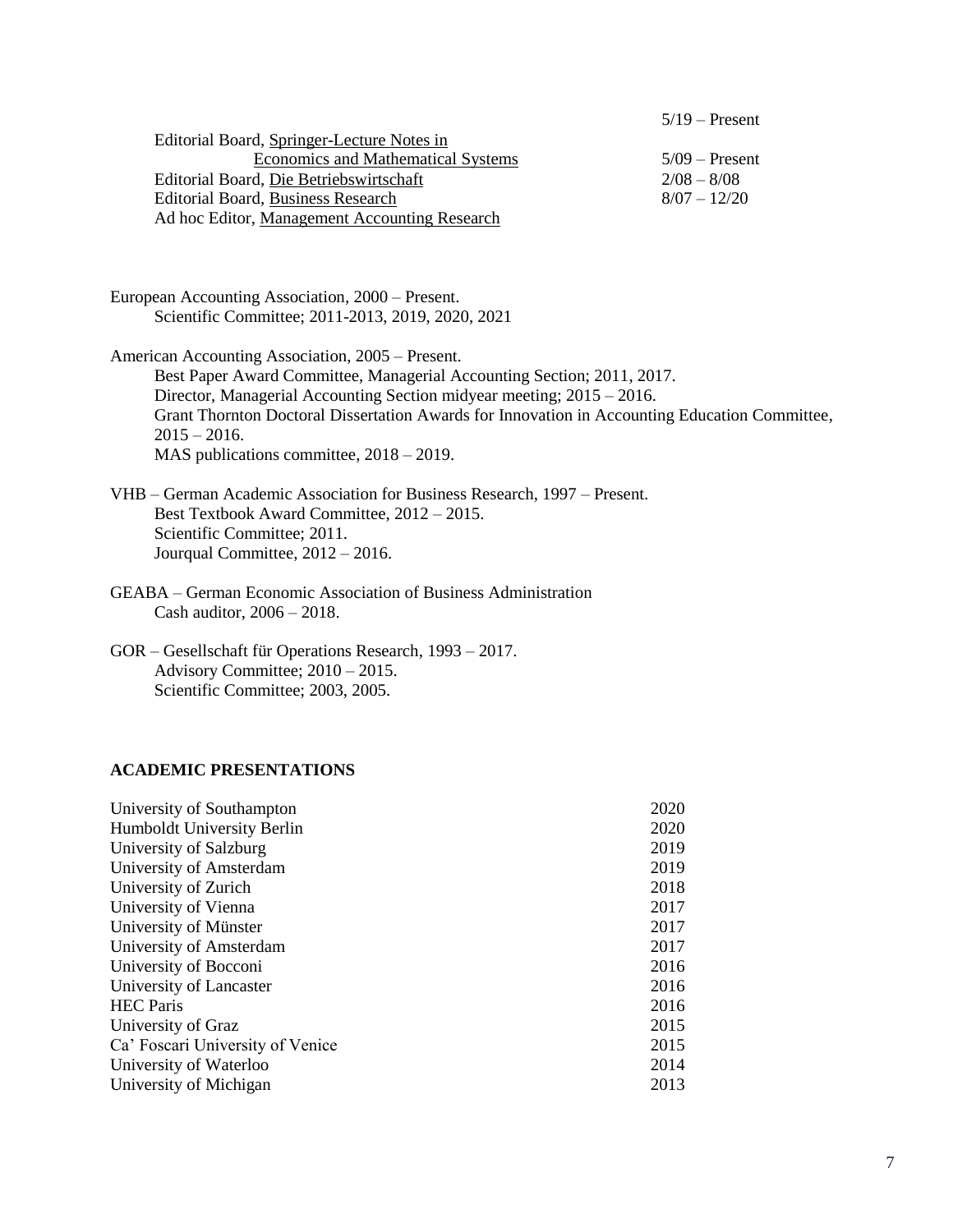5/19 – Present

| | |
|---|---|
| Editorial Board, Springer-Lecture Notes in Economics and Mathematical Systems | 5/09 – Present |
| Editorial Board, Die Betriebswirtschaft | 2/08 – 8/08 |
| Editorial Board, Business Research | 8/07 – 12/20 |
| Ad hoc Editor, Management Accounting Research | |

European Accounting Association, 2000 – Present.
- Scientific Committee; 2011-2013, 2019, 2020, 2021

American Accounting Association, 2005 – Present.
- Best Paper Award Committee, Managerial Accounting Section; 2011, 2017.
- Director, Managerial Accounting Section midyear meeting; 2015 – 2016.
- Grant Thornton Doctoral Dissertation Awards for Innovation in Accounting Education Committee, 2015 – 2016.
- MAS publications committee, 2018 – 2019.

VHB – German Academic Association for Business Research, 1997 – Present.
- Best Textbook Award Committee, 2012 – 2015.
- Scientific Committee; 2011.
- Jourqual Committee, 2012 – 2016.

GEABA – German Economic Association of Business Administration
- Cash auditor, 2006 – 2018.

GOR – Gesellschaft für Operations Research, 1993 – 2017.
- Advisory Committee; 2010 – 2015.
- Scientific Committee; 2003, 2005.

## ACADEMIC PRESENTATIONS

| | |
|---|---|
| University of Southampton | 2020 |
| Humboldt University Berlin | 2020 |
| University of Salzburg | 2019 |
| University of Amsterdam | 2019 |
| University of Zurich | 2018 |
| University of Vienna | 2017 |
| University of Münster | 2017 |
| University of Amsterdam | 2017 |
| University of Bocconi | 2016 |
| University of Lancaster | 2016 |
| HEC Paris | 2016 |
| University of Graz | 2015 |
| Ca' Foscari University of Venice | 2015 |
| University of Waterloo | 2014 |
| University of Michigan | 2013 |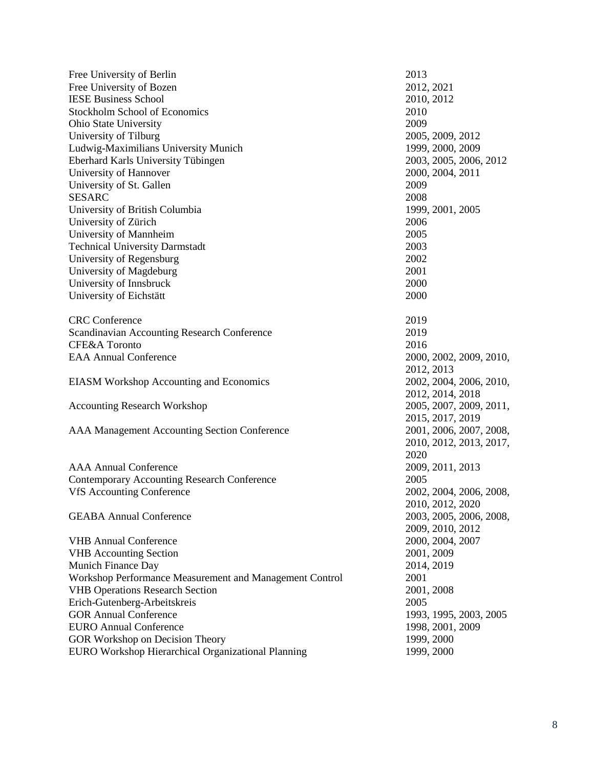| | |
|---|---|
| Free University of Berlin | 2013 |
| Free University of Bozen | 2012, 2021 |
| IESE Business School | 2010, 2012 |
| Stockholm School of Economics | 2010 |
| Ohio State University | 2009 |
| University of Tilburg | 2005, 2009, 2012 |
| Ludwig-Maximilians University Munich | 1999, 2000, 2009 |
| Eberhard Karls University Tübingen | 2003, 2005, 2006, 2012 |
| University of Hannover | 2000, 2004, 2011 |
| University of St. Gallen | 2009 |
| SESARC | 2008 |
| University of British Columbia | 1999, 2001, 2005 |
| University of Zürich | 2006 |
| University of Mannheim | 2005 |
| Technical University Darmstadt | 2003 |
| University of Regensburg | 2002 |
| University of Magdeburg | 2001 |
| University of Innsbruck | 2000 |
| University of Eichstätt | 2000 |

| | |
|---|---|
| CRC Conference | 2019 |
| Scandinavian Accounting Research Conference | 2019 |
| CFE&A Toronto | 2016 |
| EAA Annual Conference | 2000, 2002, 2009, 2010, 2012, 2013 |
| EIASM Workshop Accounting and Economics | 2002, 2004, 2006, 2010, 2012, 2014, 2018 |
| Accounting Research Workshop | 2005, 2007, 2009, 2011, 2015, 2017, 2019 |
| AAA Management Accounting Section Conference | 2001, 2006, 2007, 2008, 2010, 2012, 2013, 2017, 2020 |
| AAA Annual Conference | 2009, 2011, 2013 |
| Contemporary Accounting Research Conference | 2005 |
| VfS Accounting Conference | 2002, 2004, 2006, 2008, 2010, 2012, 2020 |
| GEABA Annual Conference | 2003, 2005, 2006, 2008, 2009, 2010, 2012 |
| VHB Annual Conference | 2000, 2004, 2007 |
| VHB Accounting Section | 2001, 2009 |
| Munich Finance Day | 2014, 2019 |
| Workshop Performance Measurement and Management Control | 2001 |
| VHB Operations Research Section | 2001, 2008 |
| Erich-Gutenberg-Arbeitskreis | 2005 |
| GOR Annual Conference | 1993, 1995, 2003, 2005 |
| EURO Annual Conference | 1998, 2001, 2009 |
| GOR Workshop on Decision Theory | 1999, 2000 |
| EURO Workshop Hierarchical Organizational Planning | 1999, 2000 |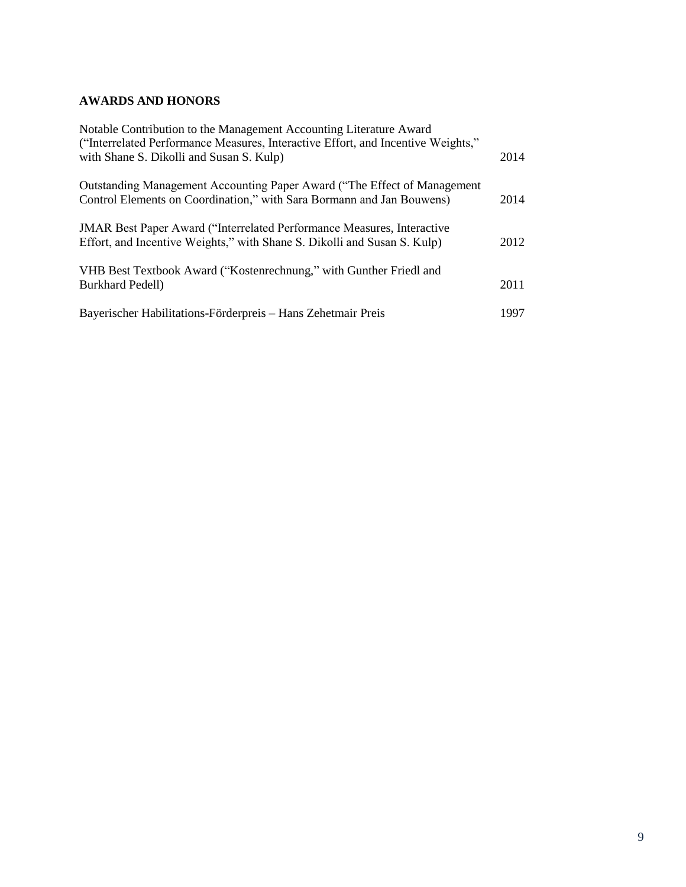**AWARDS AND HONORS**

| | |
|---|---|
| Notable Contribution to the Management Accounting Literature Award ("Interrelated Performance Measures, Interactive Effort, and Incentive Weights," with Shane S. Dikolli and Susan S. Kulp) | 2014 |
| Outstanding Management Accounting Paper Award ("The Effect of Management Control Elements on Coordination," with Sara Bormann and Jan Bouwens) | 2014 |
| JMAR Best Paper Award ("Interrelated Performance Measures, Interactive Effort, and Incentive Weights," with Shane S. Dikolli and Susan S. Kulp) | 2012 |
| VHB Best Textbook Award ("Kostenrechnung," with Gunther Friedl and Burkhard Pedell) | 2011 |
| Bayerischer Habilitations-Förderpreis – Hans Zehetmair Preis | 1997 |